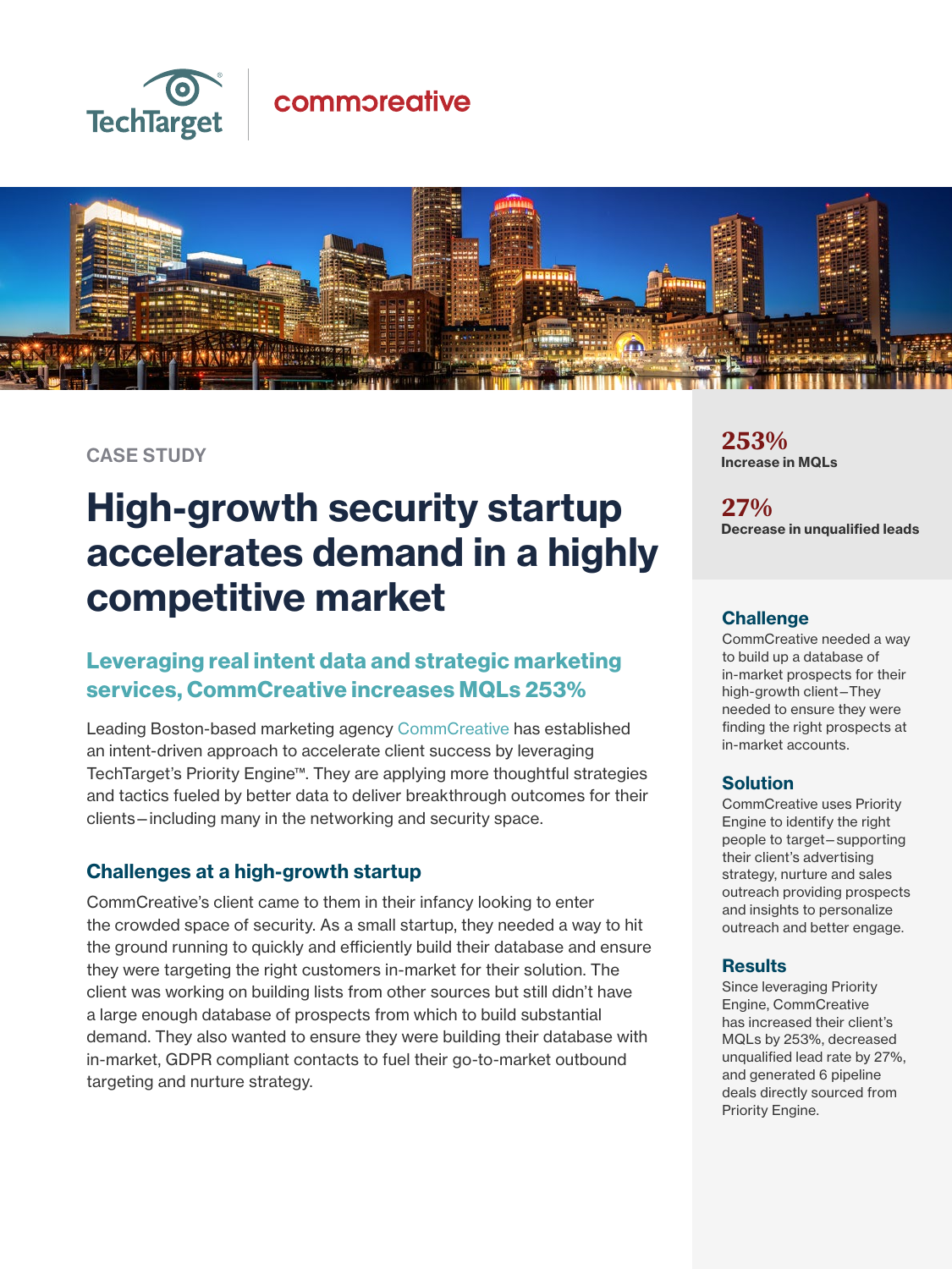TechTarget | commcreative

CASE STUDY

# High-growth security startup accelerates demand in a highly competitive market

## Leveraging real intent data and strategic marketing services, CommCreative increases MQLs 253%

Leading Boston-based marketing agency CommCreative has established an intent-driven approach to accelerate client success by leveraging TechTarget's Priority Engine™. They are applying more thoughtful strategies and tactics fueled by better data to deliver breakthrough outcomes for their clients—including many in the networking and security space.

### Challenges at a high-growth startup

CommCreative's client came to them in their infancy looking to enter the crowded space of security. As a small startup, they needed a way to hit the ground running to quickly and efficiently build their database and ensure they were targeting the right customers in-market for their solution. The client was working on building lists from other sources but still didn't have a large enough database of prospects from which to build substantial demand. They also wanted to ensure they were building their database with in-market, GDPR compliant contacts to fuel their go-to-market outbound targeting and nurture strategy.

**253%**
**Increase in MQLs**

**27%**
**Decrease in unqualified leads**

### Challenge

CommCreative needed a way to build up a database of in-market prospects for their high-growth client—They needed to ensure they were finding the right prospects at in-market accounts.

### Solution

CommCreative uses Priority Engine to identify the right people to target—supporting their client's advertising strategy, nurture and sales outreach providing prospects and insights to personalize outreach and better engage.

### Results

Since leveraging Priority Engine, CommCreative has increased their client's MQLs by 253%, decreased unqualified lead rate by 27%, and generated 6 pipeline deals directly sourced from Priority Engine.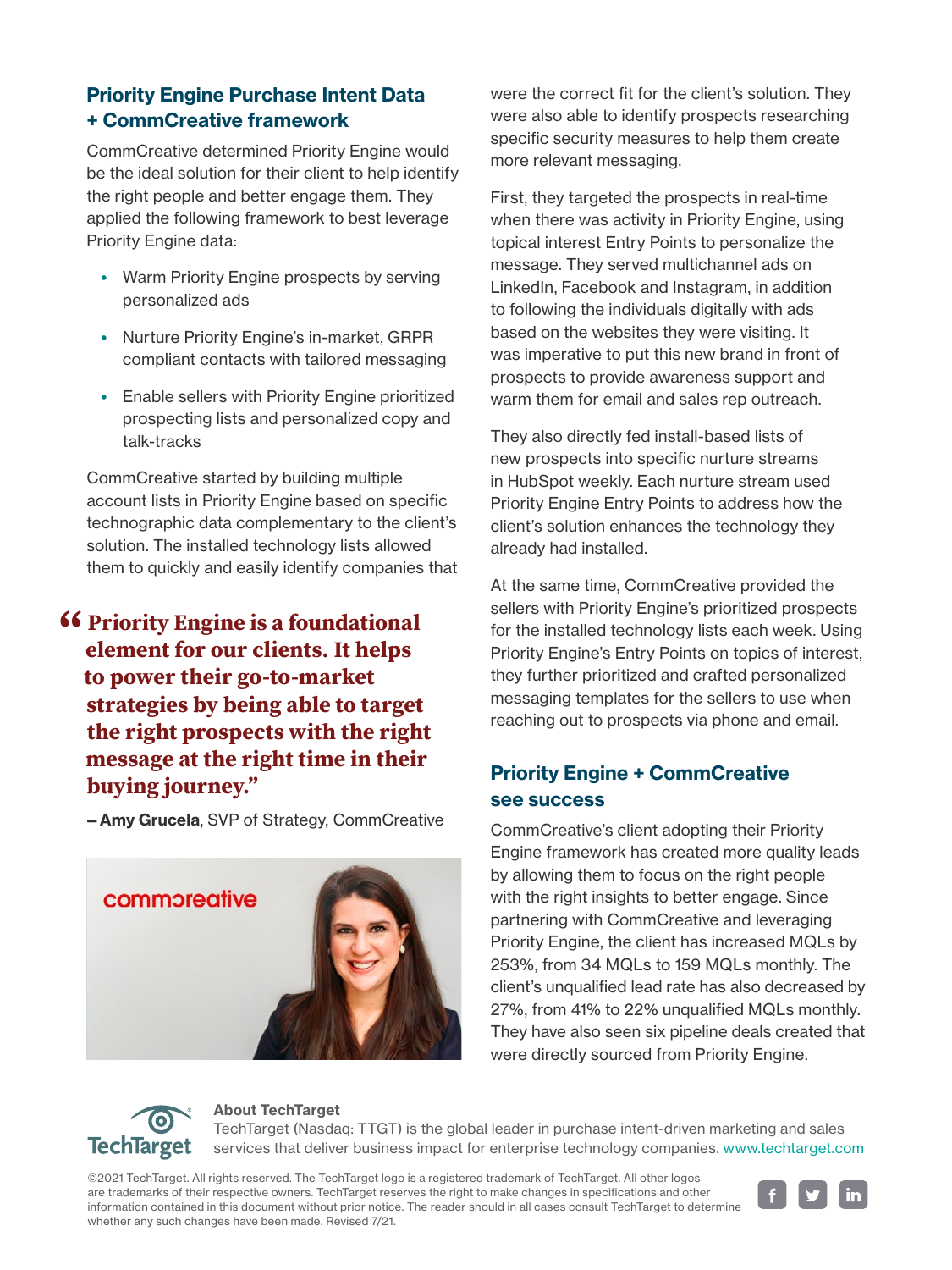## Priority Engine Purchase Intent Data + CommCreative framework

CommCreative determined Priority Engine would be the ideal solution for their client to help identify the right people and better engage them. They applied the following framework to best leverage Priority Engine data:

- Warm Priority Engine prospects by serving personalized ads
- Nurture Priority Engine's in-market, GRPR compliant contacts with tailored messaging
- Enable sellers with Priority Engine prioritized prospecting lists and personalized copy and talk-tracks

CommCreative started by building multiple account lists in Priority Engine based on specific technographic data complementary to the client's solution. The installed technology lists allowed them to quickly and easily identify companies that were the correct fit for the client's solution. They were also able to identify prospects researching specific security measures to help them create more relevant messaging.

> **"Priority Engine is a foundational element for our clients. It helps to power their go-to-market strategies by being able to target the right prospects with the right message at the right time in their buying journey."**
>
> **– Amy Grucela**, SVP of Strategy, CommCreative

commcreative

First, they targeted the prospects in real-time when there was activity in Priority Engine, using topical interest Entry Points to personalize the message. They served multichannel ads on LinkedIn, Facebook and Instagram, in addition to following the individuals digitally with ads based on the websites they were visiting. It was imperative to put this new brand in front of prospects to provide awareness support and warm them for email and sales rep outreach.

They also directly fed install-based lists of new prospects into specific nurture streams in HubSpot weekly. Each nurture stream used Priority Engine Entry Points to address how the client's solution enhances the technology they already had installed.

At the same time, CommCreative provided the sellers with Priority Engine's prioritized prospects for the installed technology lists each week. Using Priority Engine's Entry Points on topics of interest, they further prioritized and crafted personalized messaging templates for the sellers to use when reaching out to prospects via phone and email.

## Priority Engine + CommCreative see success

CommCreative's client adopting their Priority Engine framework has created more quality leads by allowing them to focus on the right people with the right insights to better engage. Since partnering with CommCreative and leveraging Priority Engine, the client has increased MQLs by 253%, from 34 MQLs to 159 MQLs monthly. The client's unqualified lead rate has also decreased by 27%, from 41% to 22% unqualified MQLs monthly. They have also seen six pipeline deals created that were directly sourced from Priority Engine.

**About TechTarget**

TechTarget (Nasdaq: TTGT) is the global leader in purchase intent-driven marketing and sales services that deliver business impact for enterprise technology companies. www.techtarget.com

©2021 TechTarget. All rights reserved. The TechTarget logo is a registered trademark of TechTarget. All other logos are trademarks of their respective owners. TechTarget reserves the right to make changes in specifications and other information contained in this document without prior notice. The reader should in all cases consult TechTarget to determine whether any such changes have been made. Revised 7/21.